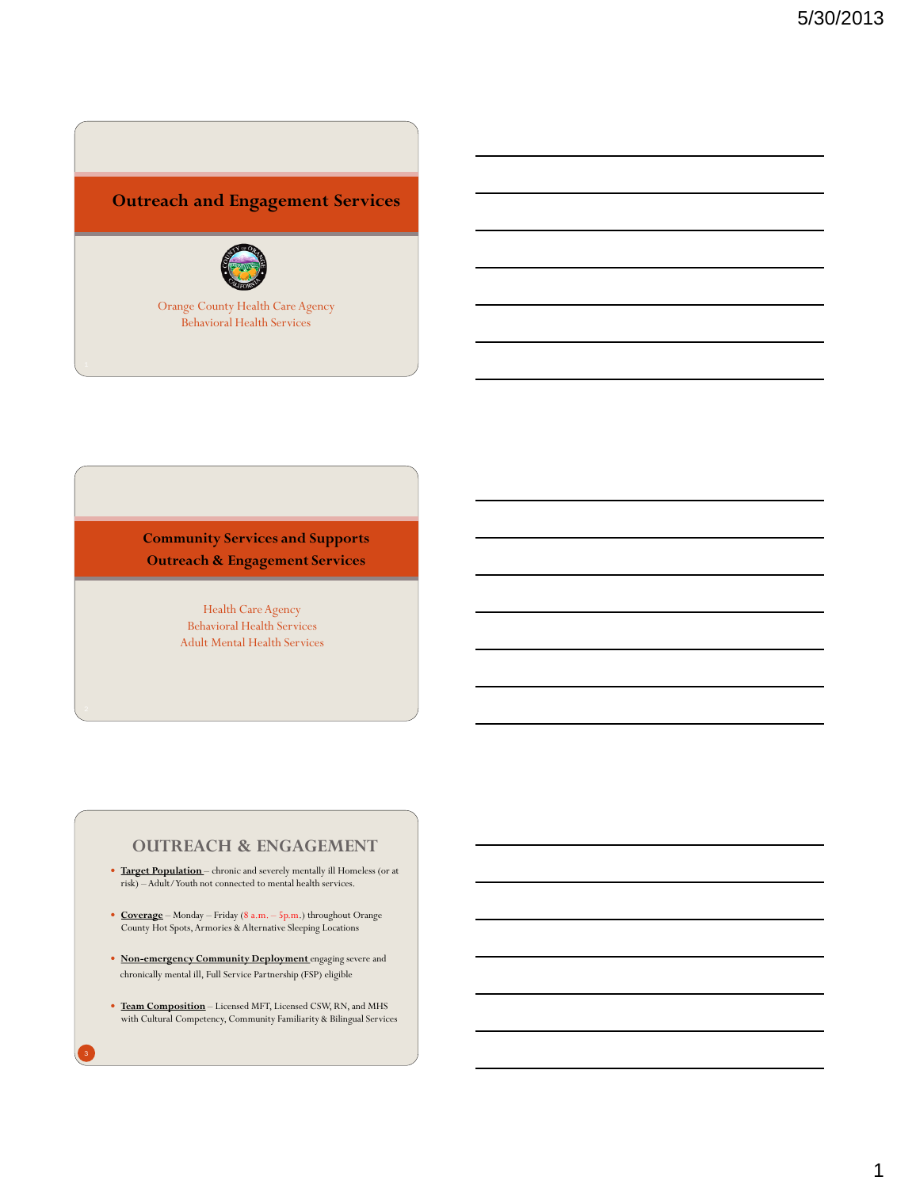# Outreach and Engagement Services

Orange County Health Care Agency
Behavioral Health Services

# Community Services and Supports
# Outreach & Engagement Services

Health Care Agency
Behavioral Health Services
Adult Mental Health Services

## OUTREACH & ENGAGEMENT

- **Target Population** – chronic and severely mentally ill Homeless (or at risk) – Adult/Youth not connected to mental health services.
- **Coverage** – Monday – Friday (8 a.m. – 5p.m.) throughout Orange County Hot Spots, Armories & Alternative Sleeping Locations
- **Non-emergency Community Deployment** engaging severe and chronically mental ill, Full Service Partnership (FSP) eligible
- **Team Composition** – Licensed MFT, Licensed CSW, RN, and MHS with Cultural Competency, Community Familiarity & Bilingual Services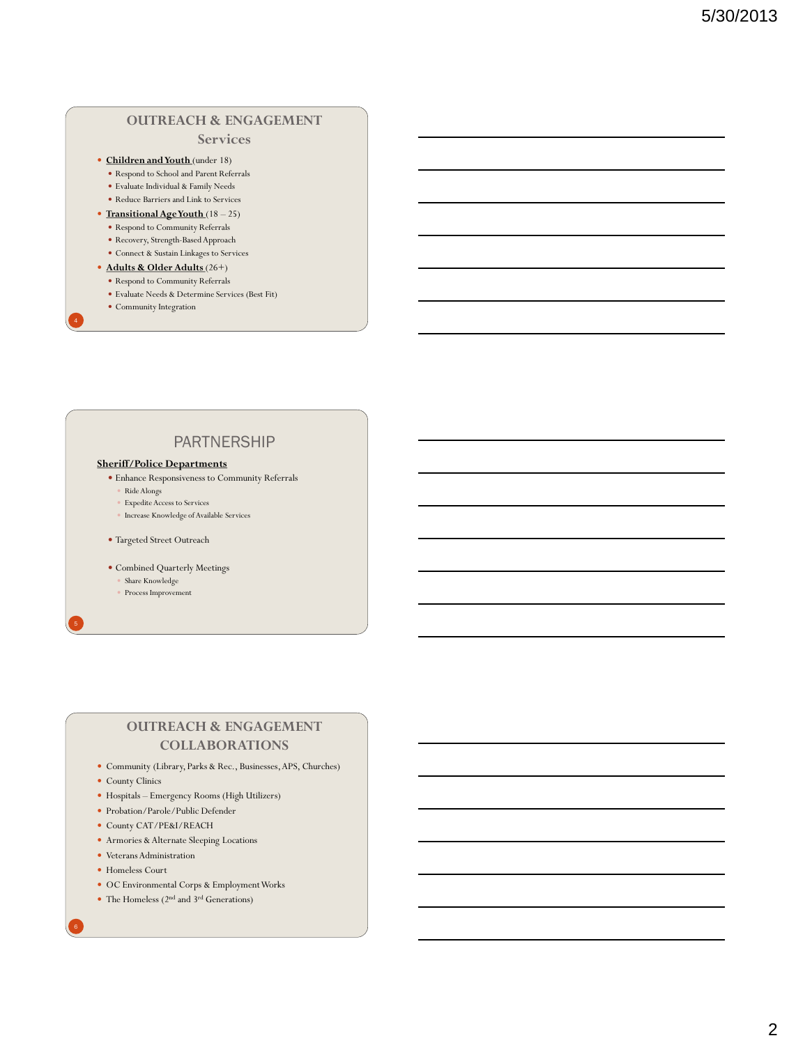## OUTREACH & ENGAGEMENT Services

- **Children and Youth** (under 18)
  - Respond to School and Parent Referrals
  - Evaluate Individual & Family Needs
  - Reduce Barriers and Link to Services
- **Transitional Age Youth** (18 – 25)
  - Respond to Community Referrals
  - Recovery, Strength-Based Approach
  - Connect & Sustain Linkages to Services
- **Adults & Older Adults** (26+)
  - Respond to Community Referrals
  - Evaluate Needs & Determine Services (Best Fit)
  - Community Integration

## PARTNERSHIP

**Sheriff/Police Departments**

- Enhance Responsiveness to Community Referrals
  - Ride Alongs
  - Expedite Access to Services
  - Increase Knowledge of Available Services
- Targeted Street Outreach
- Combined Quarterly Meetings
  - Share Knowledge
  - Process Improvement

## OUTREACH & ENGAGEMENT COLLABORATIONS

- Community (Library, Parks & Rec., Businesses, APS, Churches)
- County Clinics
- Hospitals – Emergency Rooms (High Utilizers)
- Probation/Parole/Public Defender
- County CAT/PE&I/REACH
- Armories & Alternate Sleeping Locations
- Veterans Administration
- Homeless Court
- OC Environmental Corps & Employment Works
- The Homeless (2nd and 3rd Generations)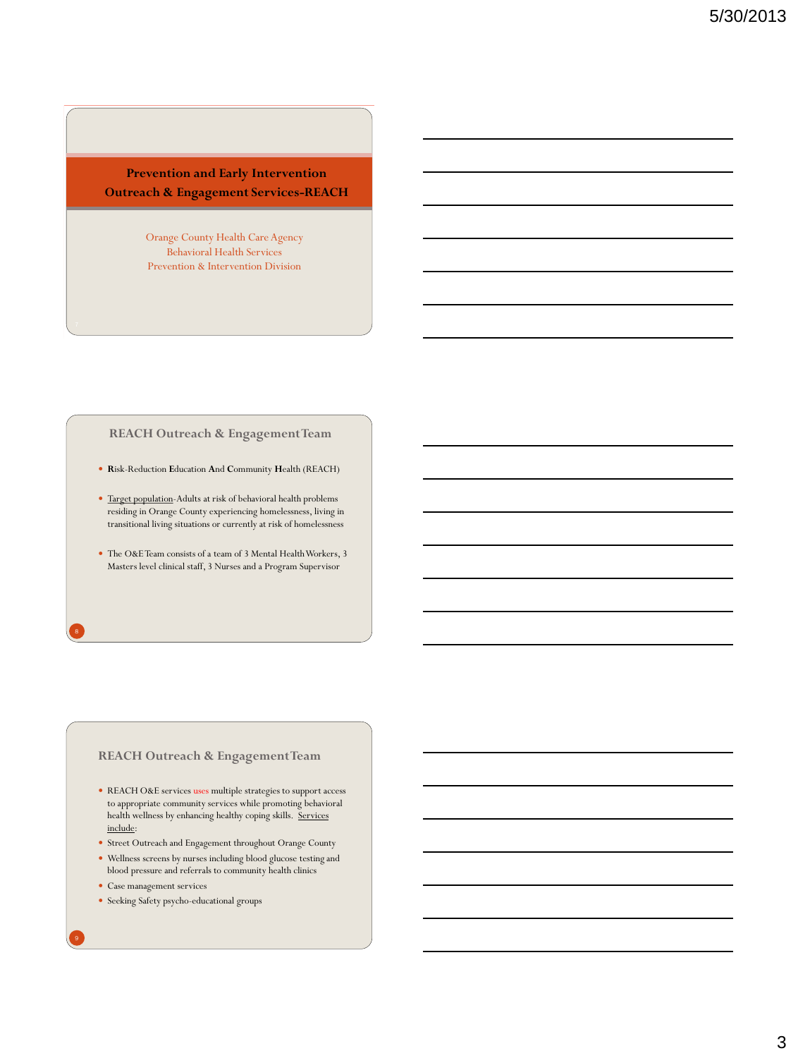## Prevention and Early Intervention Outreach & Engagement Services-REACH

Orange County Health Care Agency
Behavioral Health Services
Prevention & Intervention Division

## REACH Outreach & Engagement Team

- **R**isk-Reduction **E**ducation **A**nd **C**ommunity **H**ealth (REACH)
- Target population-Adults at risk of behavioral health problems residing in Orange County experiencing homelessness, living in transitional living situations or currently at risk of homelessness
- The O&E Team consists of a team of 3 Mental Health Workers, 3 Masters level clinical staff, 3 Nurses and a Program Supervisor

## REACH Outreach & Engagement Team

- REACH O&E services uses multiple strategies to support access to appropriate community services while promoting behavioral health wellness by enhancing healthy coping skills. Services include:
- Street Outreach and Engagement throughout Orange County
- Wellness screens by nurses including blood glucose testing and blood pressure and referrals to community health clinics
- Case management services
- Seeking Safety psycho-educational groups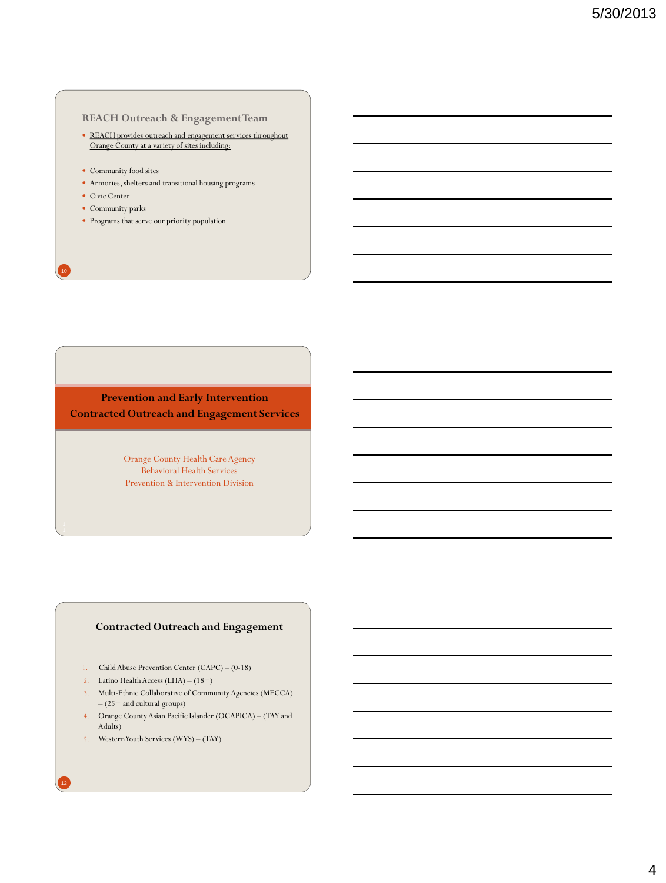## REACH Outreach & Engagement Team

- REACH provides outreach and engagement services throughout Orange County at a variety of sites including:

- Community food sites
- Armories, shelters and transitional housing programs
- Civic Center
- Community parks
- Programs that serve our priority population

## Prevention and Early Intervention Contracted Outreach and Engagement Services

Orange County Health Care Agency
Behavioral Health Services
Prevention & Intervention Division

## Contracted Outreach and Engagement

1. Child Abuse Prevention Center (CAPC) – (0-18)
2. Latino Health Access (LHA) – (18+)
3. Multi-Ethnic Collaborative of Community Agencies (MECCA) – (25+ and cultural groups)
4. Orange County Asian Pacific Islander (OCAPICA) – (TAY and Adults)
5. Western Youth Services (WYS) – (TAY)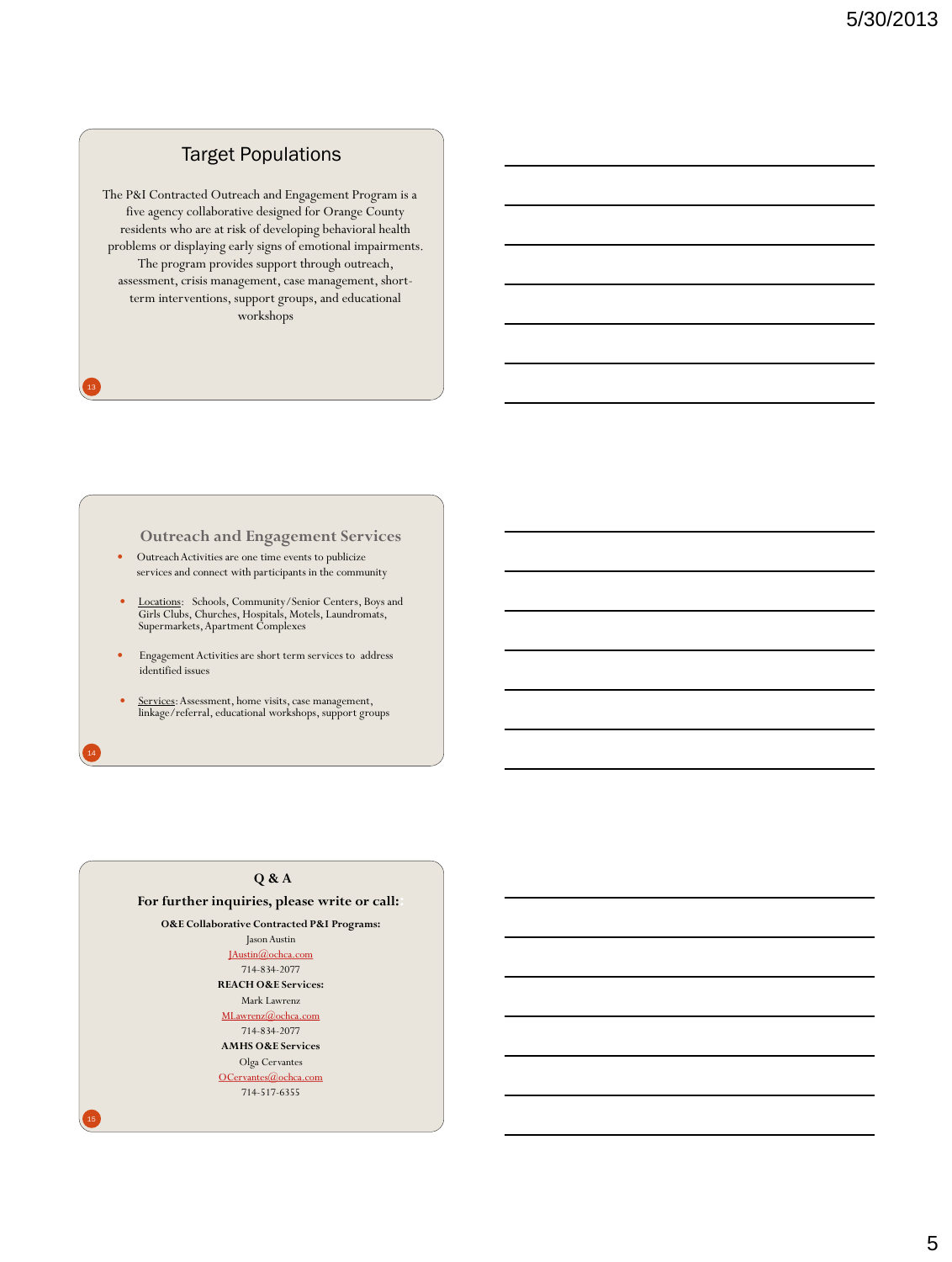## Target Populations

The P&I Contracted Outreach and Engagement Program is a five agency collaborative designed for Orange County residents who are at risk of developing behavioral health problems or displaying early signs of emotional impairments. The program provides support through outreach, assessment, crisis management, case management, short-term interventions, support groups, and educational workshops

## Outreach and Engagement Services

- Outreach Activities are one time events to publicize services and connect with participants in the community
- Locations: Schools, Community/Senior Centers, Boys and Girls Clubs, Churches, Hospitals, Motels, Laundromats, Supermarkets, Apartment Complexes
- Engagement Activities are short term services to address identified issues
- Services: Assessment, home visits, case management, linkage/referral, educational workshops, support groups

## Q & A

**For further inquiries, please write or call:**

**O&E Collaborative Contracted P&I Programs:**
Jason Austin
JAustin@ochca.com
714-834-2077

**REACH O&E Services:**
Mark Lawrenz
MLawrenz@ochca.com
714-834-2077

**AMHS O&E Services**
Olga Cervantes
OCervantes@ochca.com
714-517-6355